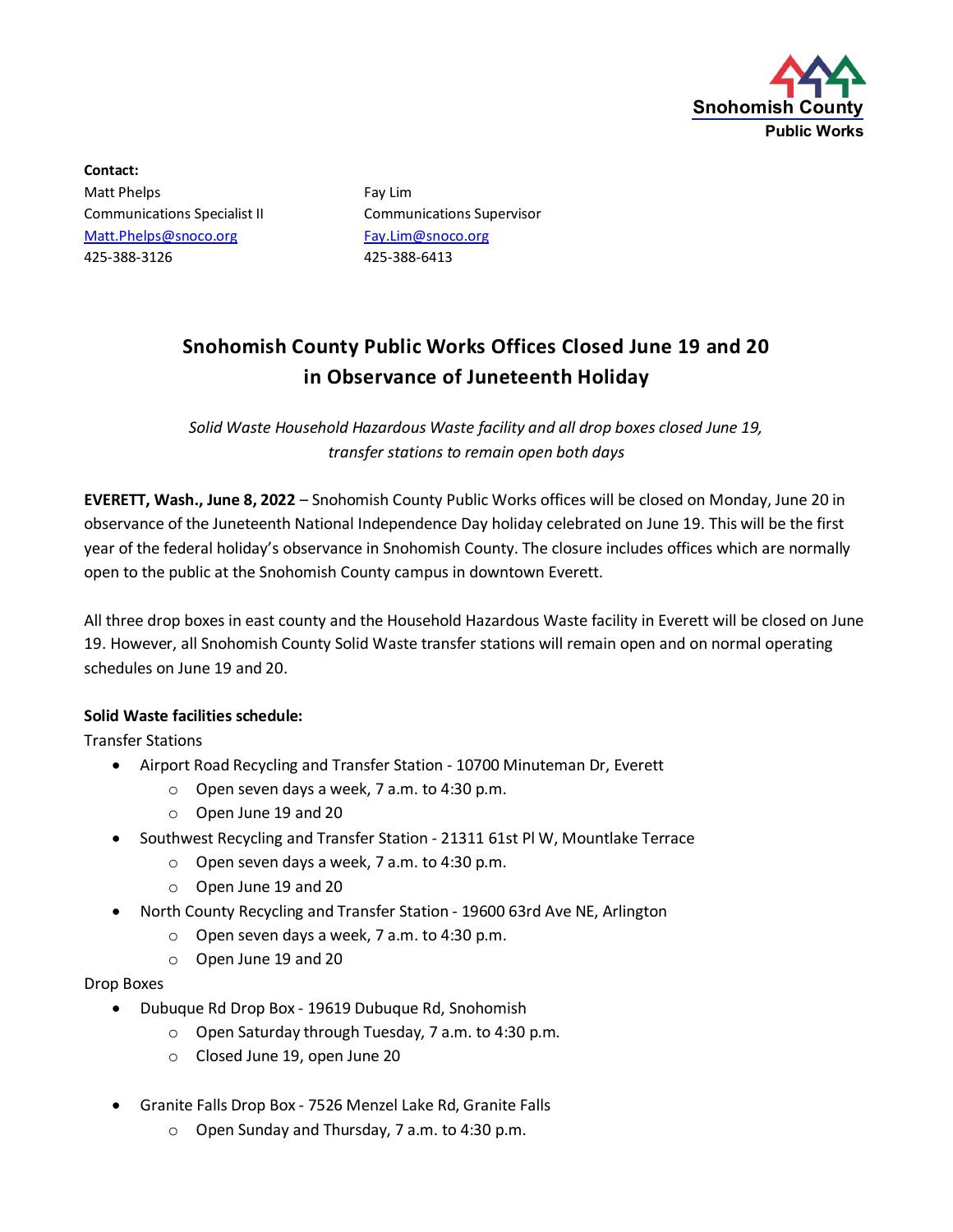Snohomish County
Public Works

**Contact:**

Matt Phelps
Communications Specialist II
Matt.Phelps@snoco.org
425-388-3126

Fay Lim
Communications Supervisor
Fay.Lim@snoco.org
425-388-6413

# Snohomish County Public Works Offices Closed June 19 and 20 in Observance of Juneteenth Holiday

*Solid Waste Household Hazardous Waste facility and all drop boxes closed June 19, transfer stations to remain open both days*

**EVERETT, Wash., June 8, 2022** – Snohomish County Public Works offices will be closed on Monday, June 20 in observance of the Juneteenth National Independence Day holiday celebrated on June 19. This will be the first year of the federal holiday's observance in Snohomish County. The closure includes offices which are normally open to the public at the Snohomish County campus in downtown Everett.

All three drop boxes in east county and the Household Hazardous Waste facility in Everett will be closed on June 19. However, all Snohomish County Solid Waste transfer stations will remain open and on normal operating schedules on June 19 and 20.

**Solid Waste facilities schedule:**

Transfer Stations

- Airport Road Recycling and Transfer Station - 10700 Minuteman Dr, Everett
  - Open seven days a week, 7 a.m. to 4:30 p.m.
  - Open June 19 and 20
- Southwest Recycling and Transfer Station - 21311 61st Pl W, Mountlake Terrace
  - Open seven days a week, 7 a.m. to 4:30 p.m.
  - Open June 19 and 20
- North County Recycling and Transfer Station - 19600 63rd Ave NE, Arlington
  - Open seven days a week, 7 a.m. to 4:30 p.m.
  - Open June 19 and 20

Drop Boxes

- Dubuque Rd Drop Box - 19619 Dubuque Rd, Snohomish
  - Open Saturday through Tuesday, 7 a.m. to 4:30 p.m.
  - Closed June 19, open June 20
- Granite Falls Drop Box - 7526 Menzel Lake Rd, Granite Falls
  - Open Sunday and Thursday, 7 a.m. to 4:30 p.m.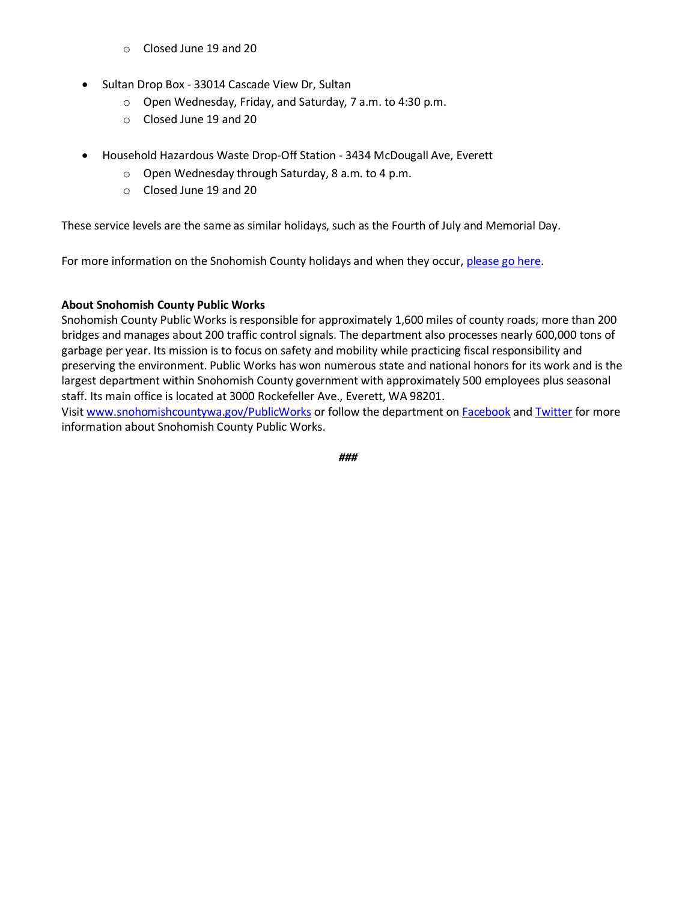- Closed June 19 and 20

- Sultan Drop Box - 33014 Cascade View Dr, Sultan
  - Open Wednesday, Friday, and Saturday, 7 a.m. to 4:30 p.m.
  - Closed June 19 and 20

- Household Hazardous Waste Drop-Off Station - 3434 McDougall Ave, Everett
  - Open Wednesday through Saturday, 8 a.m. to 4 p.m.
  - Closed June 19 and 20

These service levels are the same as similar holidays, such as the Fourth of July and Memorial Day.

For more information on the Snohomish County holidays and when they occur, please go here.

**About Snohomish County Public Works**
Snohomish County Public Works is responsible for approximately 1,600 miles of county roads, more than 200 bridges and manages about 200 traffic control signals. The department also processes nearly 600,000 tons of garbage per year. Its mission is to focus on safety and mobility while practicing fiscal responsibility and preserving the environment. Public Works has won numerous state and national honors for its work and is the largest department within Snohomish County government with approximately 500 employees plus seasonal staff. Its main office is located at 3000 Rockefeller Ave., Everett, WA 98201.
Visit www.snohomishcountywa.gov/PublicWorks or follow the department on Facebook and Twitter for more information about Snohomish County Public Works.

***###***